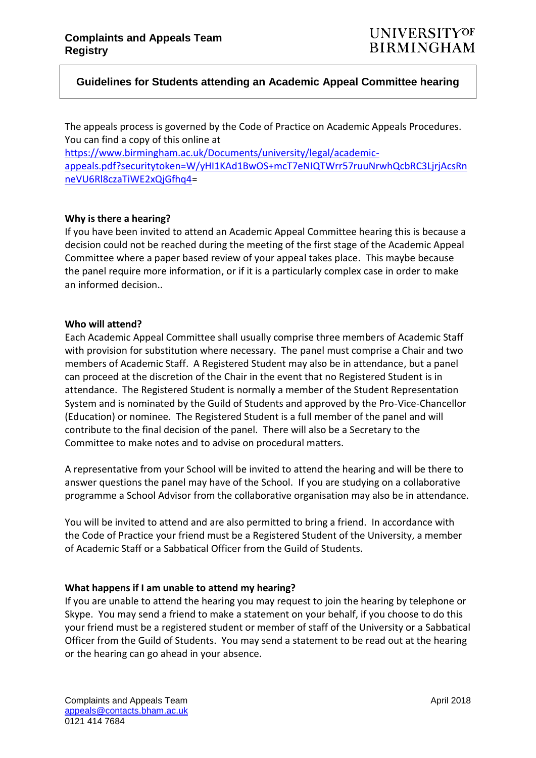**Complaints and Appeals Team**
**Registry**

UNIVERSITY OF BIRMINGHAM

# Guidelines for Students attending an Academic Appeal Committee hearing

The appeals process is governed by the Code of Practice on Academic Appeals Procedures. You can find a copy of this online at https://www.birmingham.ac.uk/Documents/university/legal/academic-appeals.pdf?securitytoken=W/yHI1KAd1BwOS+mcT7eNIQTWrr57ruuNrwhQcbRC3LjrjAcsRnneVU6Rl8czaTiWE2xQjGfhq4=

## Why is there a hearing?

If you have been invited to attend an Academic Appeal Committee hearing this is because a decision could not be reached during the meeting of the first stage of the Academic Appeal Committee where a paper based review of your appeal takes place. This maybe because the panel require more information, or if it is a particularly complex case in order to make an informed decision..

## Who will attend?

Each Academic Appeal Committee shall usually comprise three members of Academic Staff with provision for substitution where necessary. The panel must comprise a Chair and two members of Academic Staff. A Registered Student may also be in attendance, but a panel can proceed at the discretion of the Chair in the event that no Registered Student is in attendance. The Registered Student is normally a member of the Student Representation System and is nominated by the Guild of Students and approved by the Pro-Vice-Chancellor (Education) or nominee. The Registered Student is a full member of the panel and will contribute to the final decision of the panel. There will also be a Secretary to the Committee to make notes and to advise on procedural matters.

A representative from your School will be invited to attend the hearing and will be there to answer questions the panel may have of the School. If you are studying on a collaborative programme a School Advisor from the collaborative organisation may also be in attendance.

You will be invited to attend and are also permitted to bring a friend. In accordance with the Code of Practice your friend must be a Registered Student of the University, a member of Academic Staff or a Sabbatical Officer from the Guild of Students.

## What happens if I am unable to attend my hearing?

If you are unable to attend the hearing you may request to join the hearing by telephone or Skype. You may send a friend to make a statement on your behalf, if you choose to do this your friend must be a registered student or member of staff of the University or a Sabbatical Officer from the Guild of Students. You may send a statement to be read out at the hearing or the hearing can go ahead in your absence.

Complaints and Appeals Team
appeals@contacts.bham.ac.uk
0121 414 7684

April 2018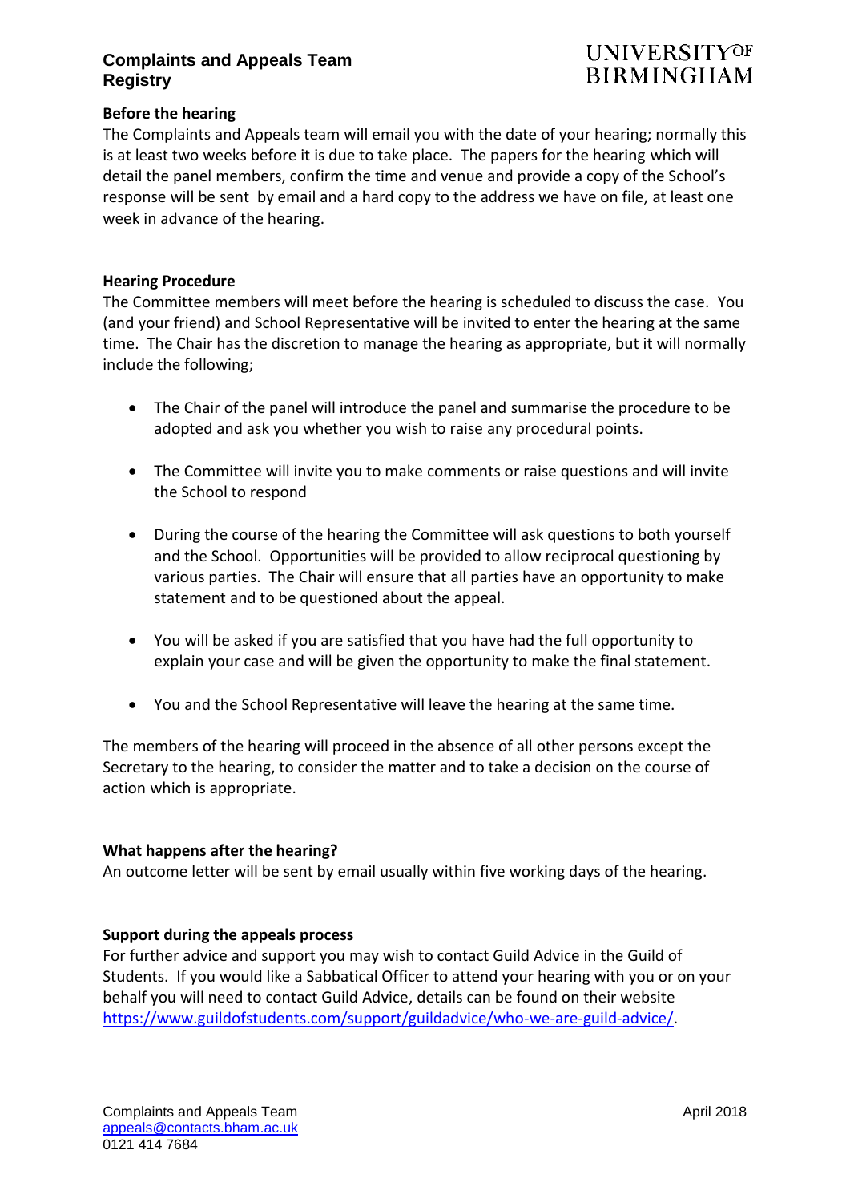**Before the hearing**

The Complaints and Appeals team will email you with the date of your hearing; normally this is at least two weeks before it is due to take place. The papers for the hearing which will detail the panel members, confirm the time and venue and provide a copy of the School's response will be sent by email and a hard copy to the address we have on file, at least one week in advance of the hearing.

**Hearing Procedure**

The Committee members will meet before the hearing is scheduled to discuss the case. You (and your friend) and School Representative will be invited to enter the hearing at the same time. The Chair has the discretion to manage the hearing as appropriate, but it will normally include the following;

- The Chair of the panel will introduce the panel and summarise the procedure to be adopted and ask you whether you wish to raise any procedural points.
- The Committee will invite you to make comments or raise questions and will invite the School to respond
- During the course of the hearing the Committee will ask questions to both yourself and the School. Opportunities will be provided to allow reciprocal questioning by various parties. The Chair will ensure that all parties have an opportunity to make statement and to be questioned about the appeal.
- You will be asked if you are satisfied that you have had the full opportunity to explain your case and will be given the opportunity to make the final statement.
- You and the School Representative will leave the hearing at the same time.

The members of the hearing will proceed in the absence of all other persons except the Secretary to the hearing, to consider the matter and to take a decision on the course of action which is appropriate.

**What happens after the hearing?**

An outcome letter will be sent by email usually within five working days of the hearing.

**Support during the appeals process**

For further advice and support you may wish to contact Guild Advice in the Guild of Students. If you would like a Sabbatical Officer to attend your hearing with you or on your behalf you will need to contact Guild Advice, details can be found on their website https://www.guildofstudents.com/support/guildadvice/who-we-are-guild-advice/.

Complaints and Appeals Team
appeals@contacts.bham.ac.uk
0121 414 7684

April 2018